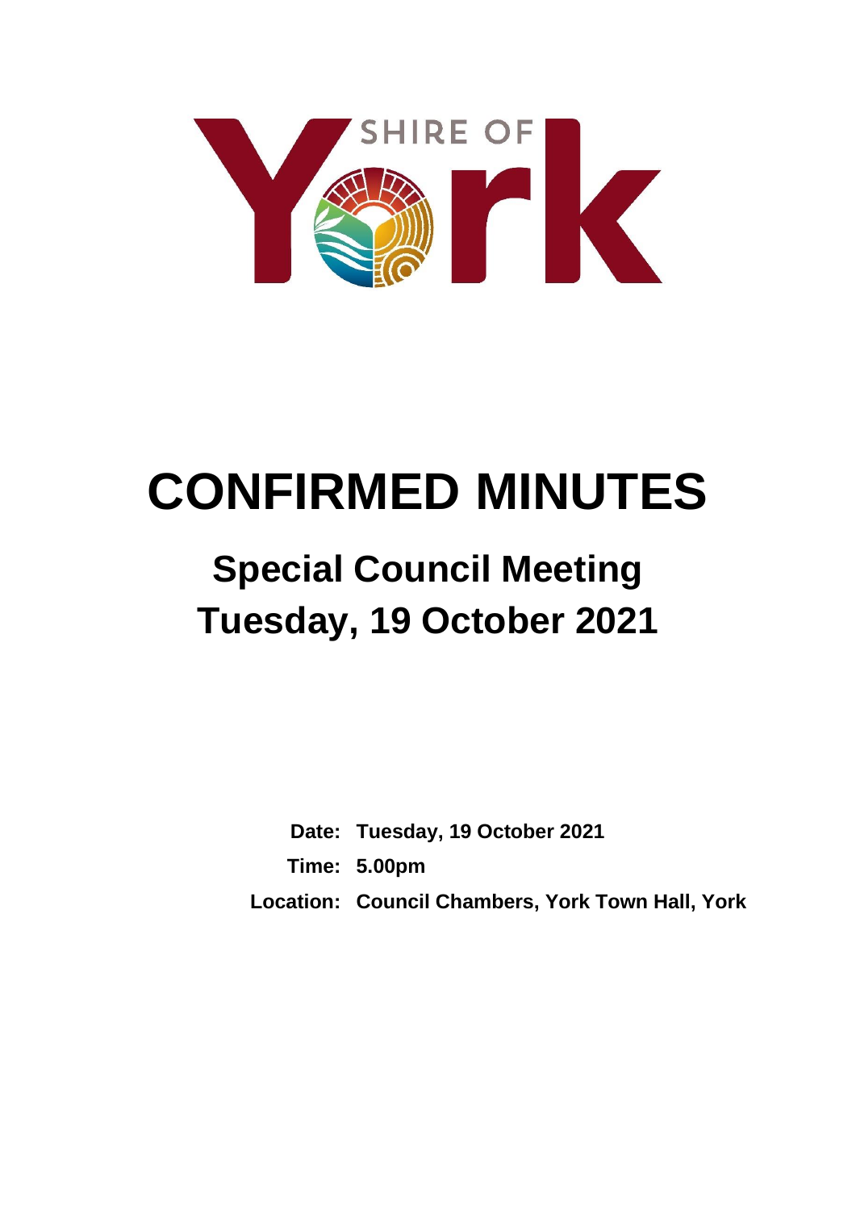SHIRE OF York

# CONFIRMED MINUTES

## Special Council Meeting
## Tuesday, 19 October 2021

**Date:** Tuesday, 19 October 2021

**Time:** 5.00pm

**Location:** Council Chambers, York Town Hall, York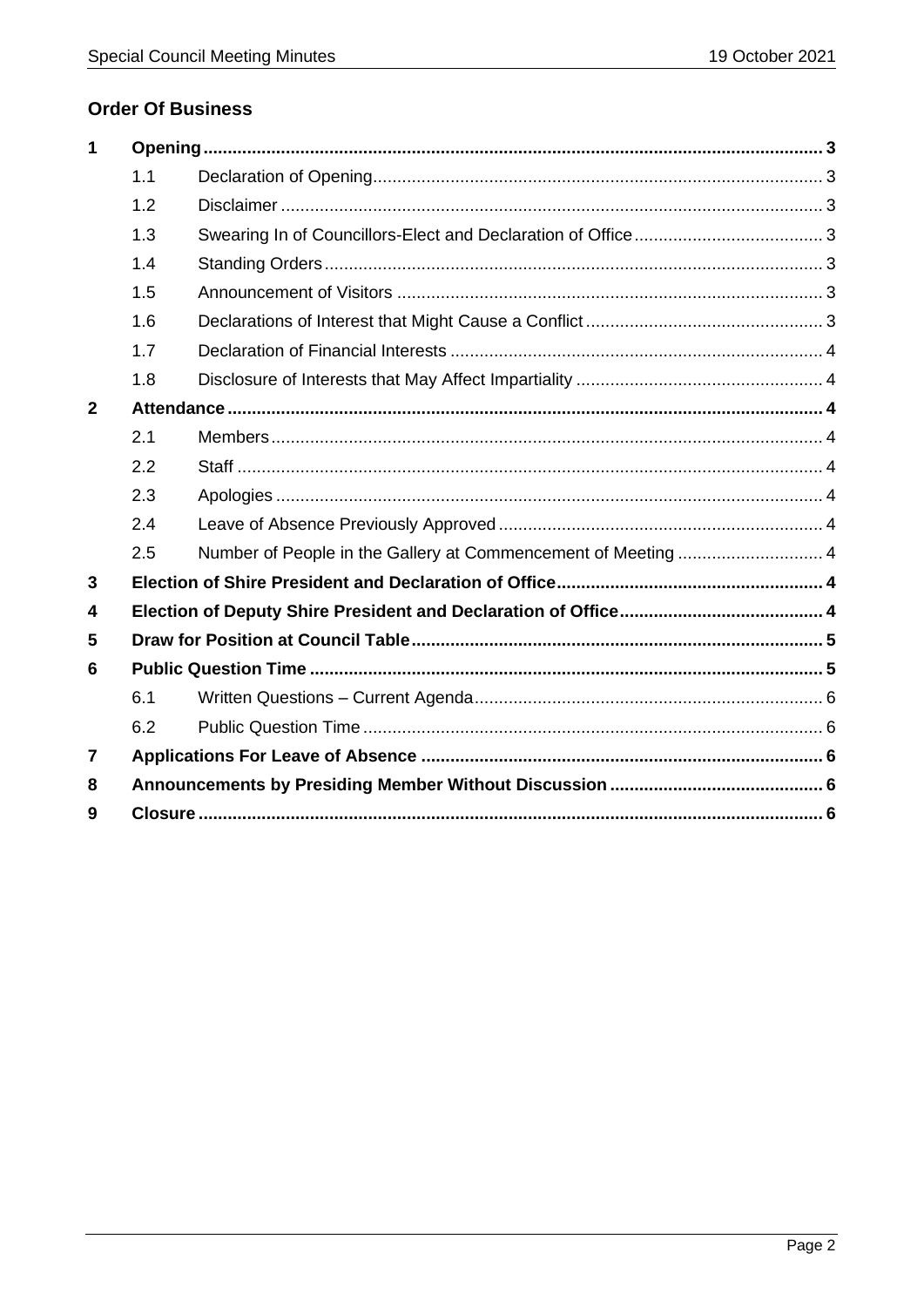## Order Of Business

| | | | |
|---|---|---|---|
| **1** | **Opening** | | **3** |
| | 1.1 | Declaration of Opening | 3 |
| | 1.2 | Disclaimer | 3 |
| | 1.3 | Swearing In of Councillors-Elect and Declaration of Office | 3 |
| | 1.4 | Standing Orders | 3 |
| | 1.5 | Announcement of Visitors | 3 |
| | 1.6 | Declarations of Interest that Might Cause a Conflict | 3 |
| | 1.7 | Declaration of Financial Interests | 4 |
| | 1.8 | Disclosure of Interests that May Affect Impartiality | 4 |
| **2** | **Attendance** | | **4** |
| | 2.1 | Members | 4 |
| | 2.2 | Staff | 4 |
| | 2.3 | Apologies | 4 |
| | 2.4 | Leave of Absence Previously Approved | 4 |
| | 2.5 | Number of People in the Gallery at Commencement of Meeting | 4 |
| **3** | **Election of Shire President and Declaration of Office** | | **4** |
| **4** | **Election of Deputy Shire President and Declaration of Office** | | **4** |
| **5** | **Draw for Position at Council Table** | | **5** |
| **6** | **Public Question Time** | | **5** |
| | 6.1 | Written Questions – Current Agenda | 6 |
| | 6.2 | Public Question Time | 6 |
| **7** | **Applications For Leave of Absence** | | **6** |
| **8** | **Announcements by Presiding Member Without Discussion** | | **6** |
| **9** | **Closure** | | **6** |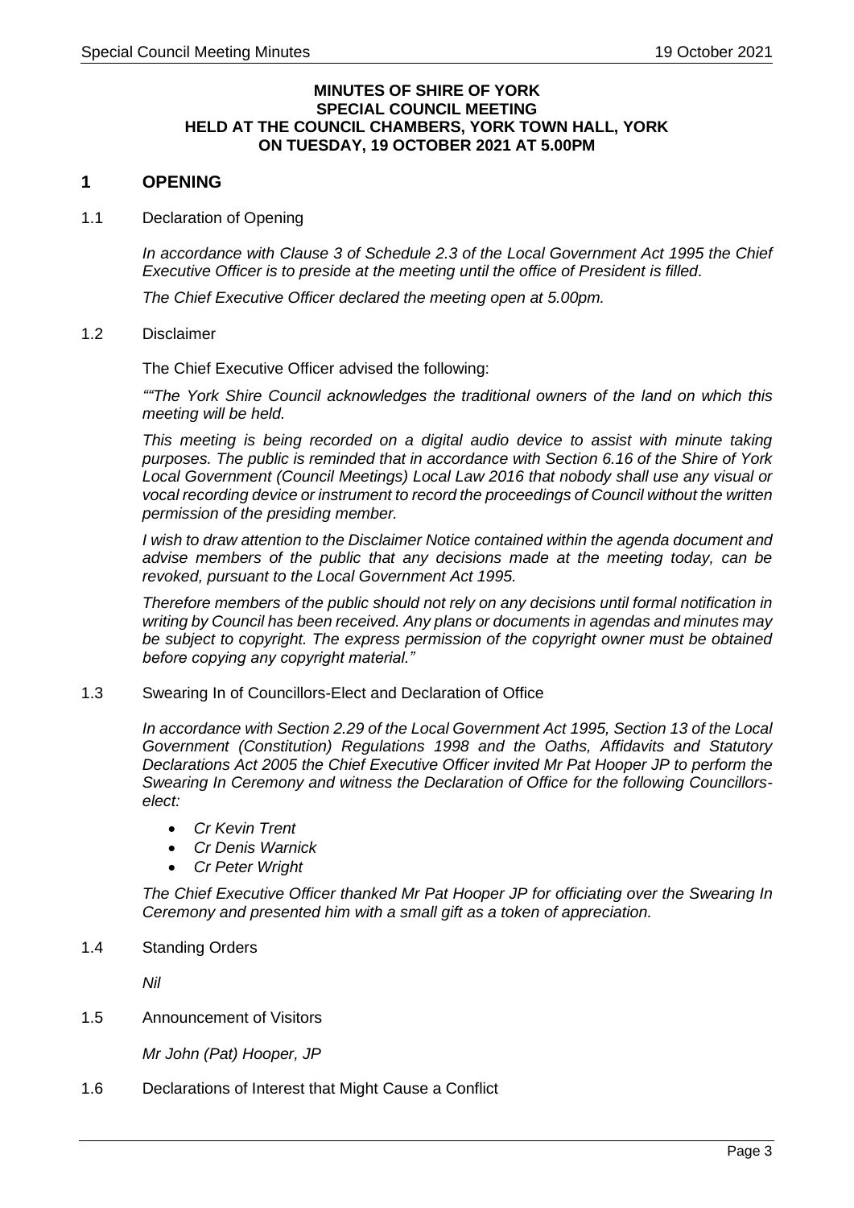**MINUTES OF SHIRE OF YORK SPECIAL COUNCIL MEETING HELD AT THE COUNCIL CHAMBERS, YORK TOWN HALL, YORK ON TUESDAY, 19 OCTOBER 2021 AT 5.00PM**

## 1 OPENING

1.1 Declaration of Opening

*In accordance with Clause 3 of Schedule 2.3 of the Local Government Act 1995 the Chief Executive Officer is to preside at the meeting until the office of President is filled.*

*The Chief Executive Officer declared the meeting open at 5.00pm.*

1.2 Disclaimer

The Chief Executive Officer advised the following:

*""The York Shire Council acknowledges the traditional owners of the land on which this meeting will be held.*

*This meeting is being recorded on a digital audio device to assist with minute taking purposes. The public is reminded that in accordance with Section 6.16 of the Shire of York Local Government (Council Meetings) Local Law 2016 that nobody shall use any visual or vocal recording device or instrument to record the proceedings of Council without the written permission of the presiding member.*

*I wish to draw attention to the Disclaimer Notice contained within the agenda document and advise members of the public that any decisions made at the meeting today, can be revoked, pursuant to the Local Government Act 1995.*

*Therefore members of the public should not rely on any decisions until formal notification in writing by Council has been received. Any plans or documents in agendas and minutes may be subject to copyright. The express permission of the copyright owner must be obtained before copying any copyright material."*

1.3 Swearing In of Councillors-Elect and Declaration of Office

*In accordance with Section 2.29 of the Local Government Act 1995, Section 13 of the Local Government (Constitution) Regulations 1998 and the Oaths, Affidavits and Statutory Declarations Act 2005 the Chief Executive Officer invited Mr Pat Hooper JP to perform the Swearing In Ceremony and witness the Declaration of Office for the following Councillors-elect:*

- *Cr Kevin Trent*
- *Cr Denis Warnick*
- *Cr Peter Wright*

*The Chief Executive Officer thanked Mr Pat Hooper JP for officiating over the Swearing In Ceremony and presented him with a small gift as a token of appreciation.*

1.4 Standing Orders

*Nil*

1.5 Announcement of Visitors

*Mr John (Pat) Hooper, JP*

1.6 Declarations of Interest that Might Cause a Conflict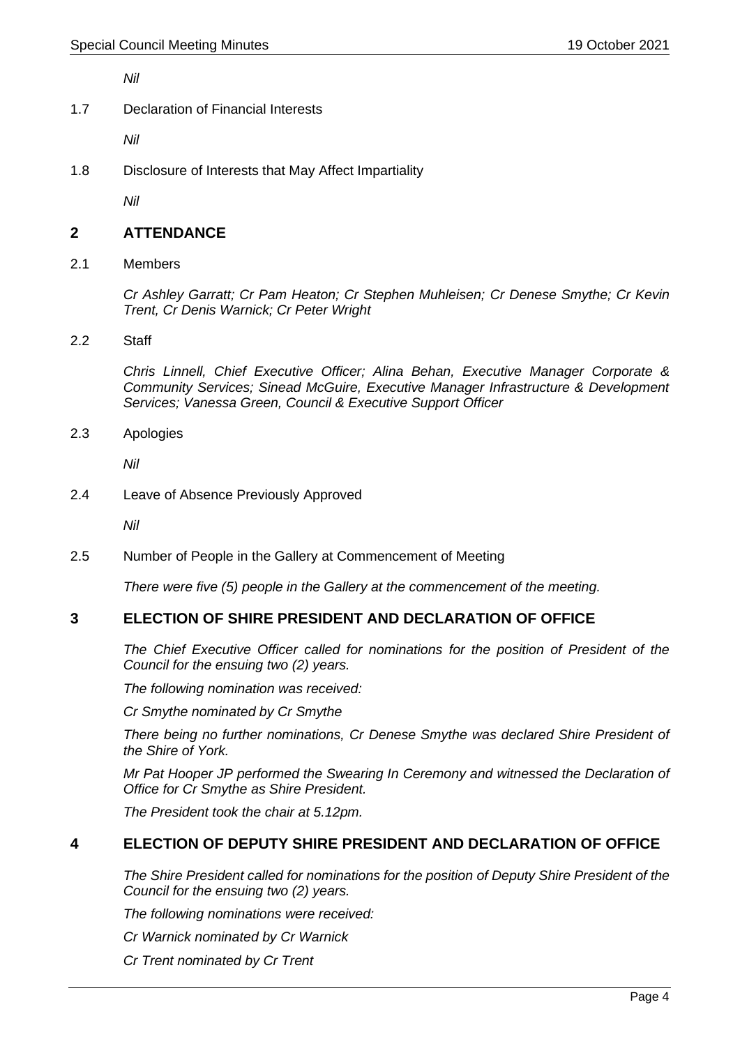*Nil*

1.7 Declaration of Financial Interests

*Nil*

1.8 Disclosure of Interests that May Affect Impartiality

*Nil*

## 2 ATTENDANCE

2.1 Members

*Cr Ashley Garratt; Cr Pam Heaton; Cr Stephen Muhleisen; Cr Denese Smythe; Cr Kevin Trent, Cr Denis Warnick; Cr Peter Wright*

2.2 Staff

*Chris Linnell, Chief Executive Officer; Alina Behan, Executive Manager Corporate & Community Services; Sinead McGuire, Executive Manager Infrastructure & Development Services; Vanessa Green, Council & Executive Support Officer*

2.3 Apologies

*Nil*

2.4 Leave of Absence Previously Approved

*Nil*

2.5 Number of People in the Gallery at Commencement of Meeting

*There were five (5) people in the Gallery at the commencement of the meeting.*

## 3 ELECTION OF SHIRE PRESIDENT AND DECLARATION OF OFFICE

*The Chief Executive Officer called for nominations for the position of President of the Council for the ensuing two (2) years.*

*The following nomination was received:*

*Cr Smythe nominated by Cr Smythe*

*There being no further nominations, Cr Denese Smythe was declared Shire President of the Shire of York.*

*Mr Pat Hooper JP performed the Swearing In Ceremony and witnessed the Declaration of Office for Cr Smythe as Shire President.*

*The President took the chair at 5.12pm.*

## 4 ELECTION OF DEPUTY SHIRE PRESIDENT AND DECLARATION OF OFFICE

*The Shire President called for nominations for the position of Deputy Shire President of the Council for the ensuing two (2) years.*

*The following nominations were received:*

*Cr Warnick nominated by Cr Warnick*

*Cr Trent nominated by Cr Trent*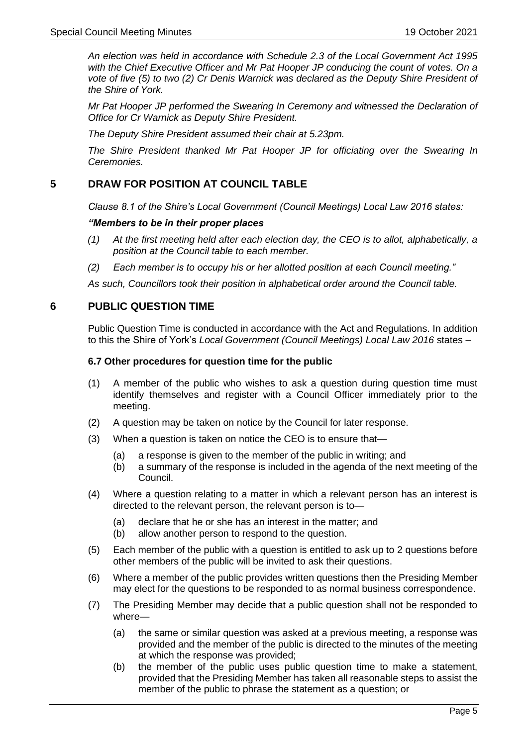*An election was held in accordance with Schedule 2.3 of the Local Government Act 1995 with the Chief Executive Officer and Mr Pat Hooper JP conducing the count of votes. On a vote of five (5) to two (2) Cr Denis Warnick was declared as the Deputy Shire President of the Shire of York.*

*Mr Pat Hooper JP performed the Swearing In Ceremony and witnessed the Declaration of Office for Cr Warnick as Deputy Shire President.*

*The Deputy Shire President assumed their chair at 5.23pm.*

*The Shire President thanked Mr Pat Hooper JP for officiating over the Swearing In Ceremonies.*

## 5 DRAW FOR POSITION AT COUNCIL TABLE

*Clause 8.1 of the Shire's Local Government (Council Meetings) Local Law 2016 states:*

***"Members to be in their proper places***

*(1) At the first meeting held after each election day, the CEO is to allot, alphabetically, a position at the Council table to each member.*

*(2) Each member is to occupy his or her allotted position at each Council meeting."*

*As such, Councillors took their position in alphabetical order around the Council table.*

## 6 PUBLIC QUESTION TIME

Public Question Time is conducted in accordance with the Act and Regulations. In addition to this the Shire of York's *Local Government (Council Meetings) Local Law 2016* states –

**6.7 Other procedures for question time for the public**

(1) A member of the public who wishes to ask a question during question time must identify themselves and register with a Council Officer immediately prior to the meeting.

(2) A question may be taken on notice by the Council for later response.

(3) When a question is taken on notice the CEO is to ensure that—

  (a) a response is given to the member of the public in writing; and
  (b) a summary of the response is included in the agenda of the next meeting of the Council.

(4) Where a question relating to a matter in which a relevant person has an interest is directed to the relevant person, the relevant person is to—

  (a) declare that he or she has an interest in the matter; and
  (b) allow another person to respond to the question.

(5) Each member of the public with a question is entitled to ask up to 2 questions before other members of the public will be invited to ask their questions.

(6) Where a member of the public provides written questions then the Presiding Member may elect for the questions to be responded to as normal business correspondence.

(7) The Presiding Member may decide that a public question shall not be responded to where—

  (a) the same or similar question was asked at a previous meeting, a response was provided and the member of the public is directed to the minutes of the meeting at which the response was provided;
  (b) the member of the public uses public question time to make a statement, provided that the Presiding Member has taken all reasonable steps to assist the member of the public to phrase the statement as a question; or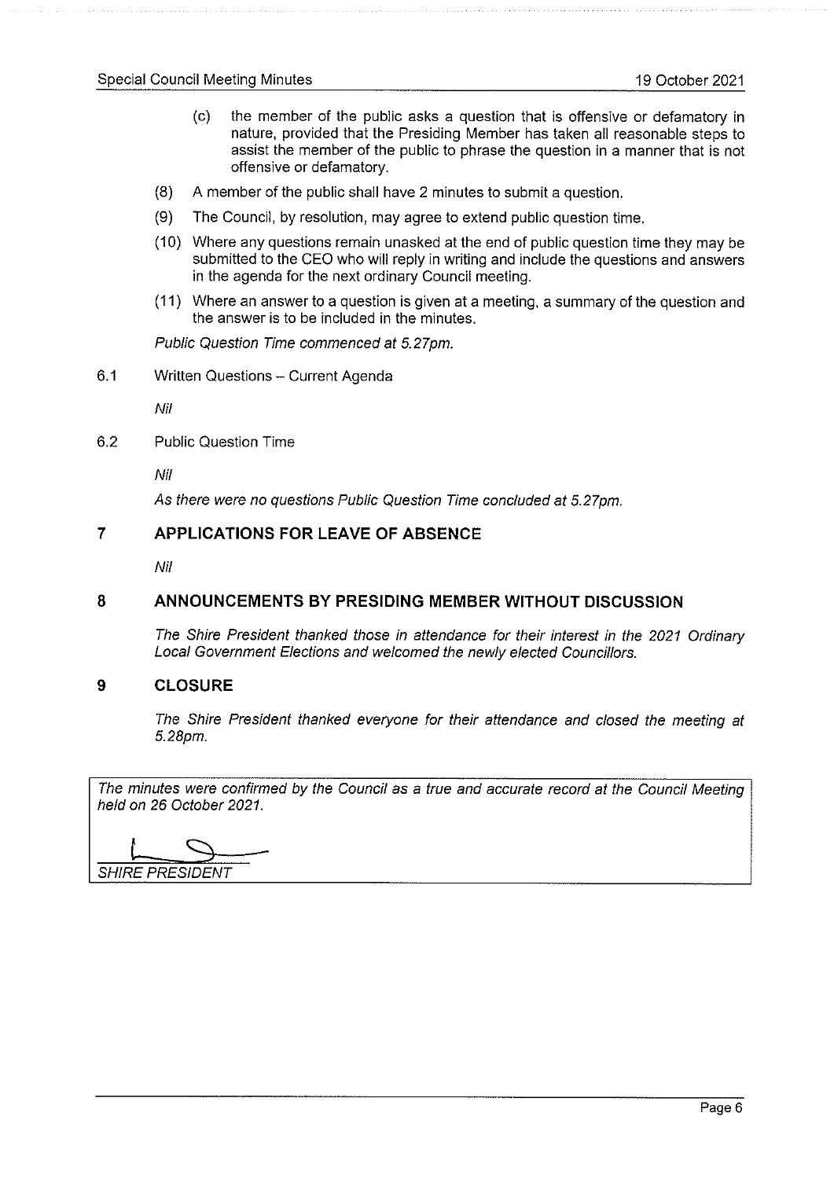(c) the member of the public asks a question that is offensive or defamatory in nature, provided that the Presiding Member has taken all reasonable steps to assist the member of the public to phrase the question in a manner that is not offensive or defamatory.

(8) A member of the public shall have 2 minutes to submit a question.

(9) The Council, by resolution, may agree to extend public question time.

(10) Where any questions remain unasked at the end of public question time they may be submitted to the CEO who will reply in writing and include the questions and answers in the agenda for the next ordinary Council meeting.

(11) Where an answer to a question is given at a meeting, a summary of the question and the answer is to be included in the minutes.

*Public Question Time commenced at 5.27pm.*

6.1 Written Questions – Current Agenda

*Nil*

6.2 Public Question Time

*Nil*

*As there were no questions Public Question Time concluded at 5.27pm.*

## 7 APPLICATIONS FOR LEAVE OF ABSENCE

*Nil*

## 8 ANNOUNCEMENTS BY PRESIDING MEMBER WITHOUT DISCUSSION

*The Shire President thanked those in attendance for their interest in the 2021 Ordinary Local Government Elections and welcomed the newly elected Councillors.*

## 9 CLOSURE

*The Shire President thanked everyone for their attendance and closed the meeting at 5.28pm.*

*The minutes were confirmed by the Council as a true and accurate record at the Council Meeting held on 26 October 2021.*

*SHIRE PRESIDENT*